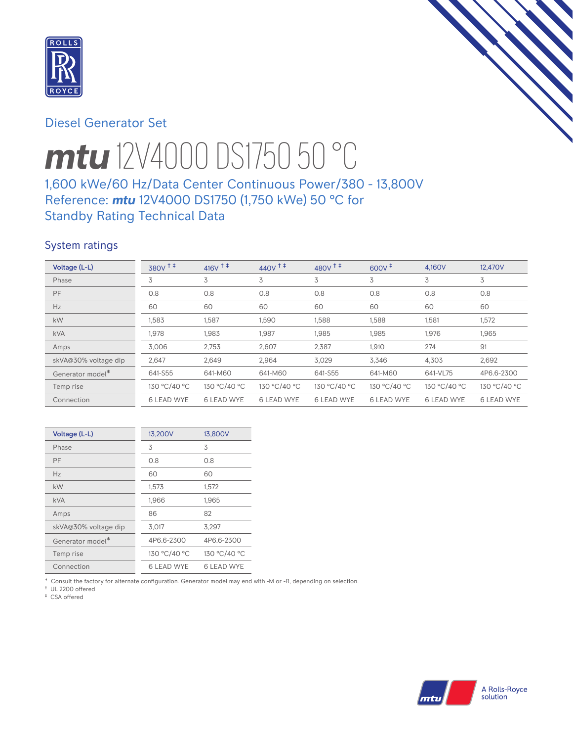Diesel Generator Set

# *mtu* 12V4000 DS1750 50 °C

## 1,600 kWe/60 Hz/Data Center Continuous Power/380 - 13,800V
## Reference: *mtu* 12V4000 DS1750 (1,750 kWe) 50 °C for Standby Rating Technical Data

### System ratings

| Voltage (L-L) | 380V † ‡ | 416V † ‡ | 440V † ‡ | 480V † ‡ | 600V ‡ | 4,160V | 12,470V |
|---|---|---|---|---|---|---|---|
| Phase | 3 | 3 | 3 | 3 | 3 | 3 | 3 |
| PF | 0.8 | 0.8 | 0.8 | 0.8 | 0.8 | 0.8 | 0.8 |
| Hz | 60 | 60 | 60 | 60 | 60 | 60 | 60 |
| kW | 1,583 | 1,587 | 1,590 | 1,588 | 1,588 | 1,581 | 1,572 |
| kVA | 1,978 | 1,983 | 1,987 | 1,985 | 1,985 | 1,976 | 1,965 |
| Amps | 3,006 | 2,753 | 2,607 | 2,387 | 1,910 | 274 | 91 |
| skVA@30% voltage dip | 2,647 | 2,649 | 2,964 | 3,029 | 3,346 | 4,303 | 2,692 |
| Generator model* | 641-S55 | 641-M60 | 641-M60 | 641-S55 | 641-M60 | 641-VL75 | 4P6.6-2300 |
| Temp rise | 130 °C/40 °C | 130 °C/40 °C | 130 °C/40 °C | 130 °C/40 °C | 130 °C/40 °C | 130 °C/40 °C | 130 °C/40 °C |
| Connection | 6 LEAD WYE | 6 LEAD WYE | 6 LEAD WYE | 6 LEAD WYE | 6 LEAD WYE | 6 LEAD WYE | 6 LEAD WYE |

| Voltage (L-L) | 13,200V | 13,800V |
|---|---|---|
| Phase | 3 | 3 |
| PF | 0.8 | 0.8 |
| Hz | 60 | 60 |
| kW | 1,573 | 1,572 |
| kVA | 1,966 | 1,965 |
| Amps | 86 | 82 |
| skVA@30% voltage dip | 3,017 | 3,297 |
| Generator model* | 4P6.6-2300 | 4P6.6-2300 |
| Temp rise | 130 °C/40 °C | 130 °C/40 °C |
| Connection | 6 LEAD WYE | 6 LEAD WYE |

\* Consult the factory for alternate configuration. Generator model may end with -M or -R, depending on selection.
† UL 2200 offered
‡ CSA offered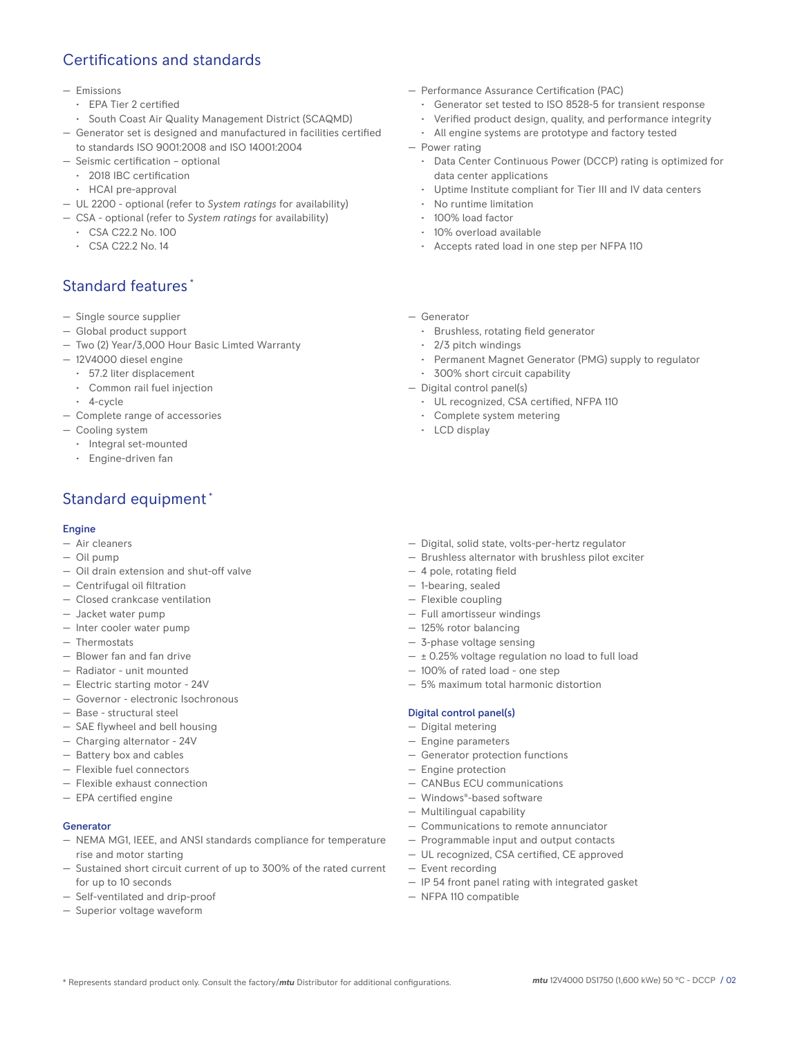## Certifications and standards

- Emissions
  - EPA Tier 2 certified
  - South Coast Air Quality Management District (SCAQMD)
- Generator set is designed and manufactured in facilities certified to standards ISO 9001:2008 and ISO 14001:2004
- Seismic certification – optional
  - 2018 IBC certification
  - HCAI pre-approval
- UL 2200 - optional (refer to *System ratings* for availability)
- CSA - optional (refer to *System ratings* for availability)
  - CSA C22.2 No. 100
  - CSA C22.2 No. 14
- Performance Assurance Certification (PAC)
  - Generator set tested to ISO 8528-5 for transient response
  - Verified product design, quality, and performance integrity
  - All engine systems are prototype and factory tested
- Power rating
  - Data Center Continuous Power (DCCP) rating is optimized for data center applications
  - Uptime Institute compliant for Tier III and IV data centers
  - No runtime limitation
  - 100% load factor
  - 10% overload available
  - Accepts rated load in one step per NFPA 110

## Standard features *

- Single source supplier
- Global product support
- Two (2) Year/3,000 Hour Basic Limted Warranty
- 12V4000 diesel engine
  - 57.2 liter displacement
  - Common rail fuel injection
  - 4-cycle
- Complete range of accessories
- Cooling system
  - Integral set-mounted
  - Engine-driven fan
- Generator
  - Brushless, rotating field generator
  - 2/3 pitch windings
  - Permanent Magnet Generator (PMG) supply to regulator
  - 300% short circuit capability
- Digital control panel(s)
  - UL recognized, CSA certified, NFPA 110
  - Complete system metering
  - LCD display

## Standard equipment *

### Engine

- Air cleaners
- Oil pump
- Oil drain extension and shut-off valve
- Centrifugal oil filtration
- Closed crankcase ventilation
- Jacket water pump
- Inter cooler water pump
- Thermostats
- Blower fan and fan drive
- Radiator - unit mounted
- Electric starting motor - 24V
- Governor - electronic Isochronous
- Base - structural steel
- SAE flywheel and bell housing
- Charging alternator - 24V
- Battery box and cables
- Flexible fuel connectors
- Flexible exhaust connection
- EPA certified engine

### Generator

- NEMA MG1, IEEE, and ANSI standards compliance for temperature rise and motor starting
- Sustained short circuit current of up to 300% of the rated current for up to 10 seconds
- Self-ventilated and drip-proof
- Superior voltage waveform
- Digital, solid state, volts-per-hertz regulator
- Brushless alternator with brushless pilot exciter
- 4 pole, rotating field
- 1-bearing, sealed
- Flexible coupling
- Full amortisseur windings
- 125% rotor balancing
- 3-phase voltage sensing
- ± 0.25% voltage regulation no load to full load
- 100% of rated load - one step
- 5% maximum total harmonic distortion

### Digital control panel(s)

- Digital metering
- Engine parameters
- Generator protection functions
- Engine protection
- CANBus ECU communications
- Windows®-based software
- Multilingual capability
- Communications to remote annunciator
- Programmable input and output contacts
- UL recognized, CSA certified, CE approved
- Event recording
- IP 54 front panel rating with integrated gasket
- NFPA 110 compatible

* Represents standard product only. Consult the factory/***mtu*** Distributor for additional configurations.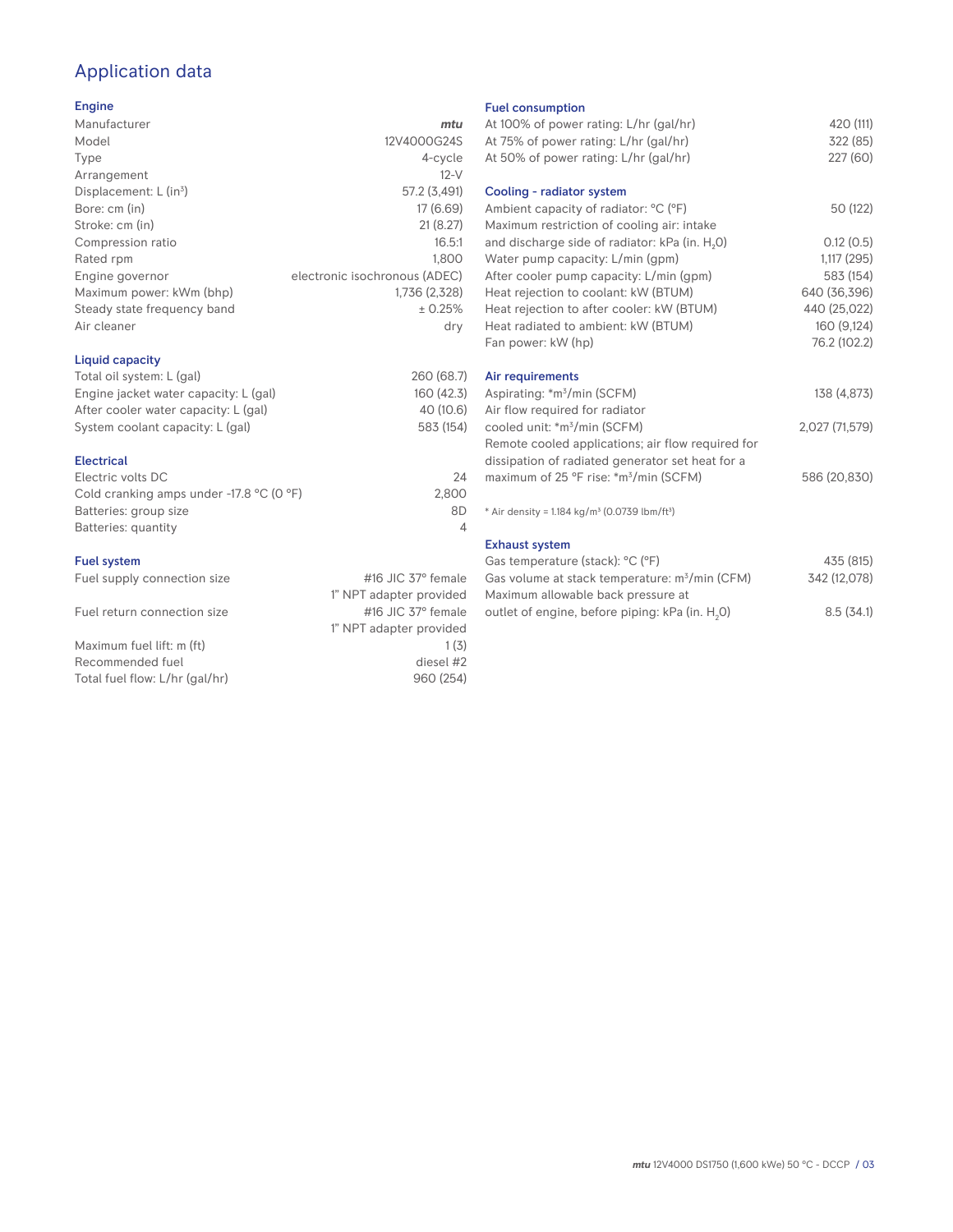# Application data

## Engine

| | |
|---|---|
| Manufacturer | *mtu* |
| Model | 12V4000G24S |
| Type | 4-cycle |
| Arrangement | 12-V |
| Displacement: L ($in^3$) | 57.2 (3,491) |
| Bore: cm (in) | 17 (6.69) |
| Stroke: cm (in) | 21 (8.27) |
| Compression ratio | 16.5:1 |
| Rated rpm | 1,800 |
| Engine governor | electronic isochronous (ADEC) |
| Maximum power: kWm (bhp) | 1,736 (2,328) |
| Steady state frequency band | ± 0.25% |
| Air cleaner | dry |

## Liquid capacity

| | |
|---|---|
| Total oil system: L (gal) | 260 (68.7) |
| Engine jacket water capacity: L (gal) | 160 (42.3) |
| After cooler water capacity: L (gal) | 40 (10.6) |
| System coolant capacity: L (gal) | 583 (154) |

## Electrical

| | |
|---|---|
| Electric volts DC | 24 |
| Cold cranking amps under -17.8 °C (0 °F) | 2,800 |
| Batteries: group size | 8D |
| Batteries: quantity | 4 |

## Fuel system

| | |
|---|---|
| Fuel supply connection size | #16 JIC 37° female 1" NPT adapter provided |
| Fuel return connection size | #16 JIC 37° female 1" NPT adapter provided |
| Maximum fuel lift: m (ft) | 1 (3) |
| Recommended fuel | diesel #2 |
| Total fuel flow: L/hr (gal/hr) | 960 (254) |

## Fuel consumption

| | |
|---|---|
| At 100% of power rating: L/hr (gal/hr) | 420 (111) |
| At 75% of power rating: L/hr (gal/hr) | 322 (85) |
| At 50% of power rating: L/hr (gal/hr) | 227 (60) |

## Cooling - radiator system

| | |
|---|---|
| Ambient capacity of radiator: °C (°F) | 50 (122) |
| Maximum restriction of cooling air: intake and discharge side of radiator: kPa (in. $H_2O$) | 0.12 (0.5) |
| Water pump capacity: L/min (gpm) | 1,117 (295) |
| After cooler pump capacity: L/min (gpm) | 583 (154) |
| Heat rejection to coolant: kW (BTUM) | 640 (36,396) |
| Heat rejection to after cooler: kW (BTUM) | 440 (25,022) |
| Heat radiated to ambient: kW (BTUM) | 160 (9,124) |
| Fan power: kW (hp) | 76.2 (102.2) |

## Air requirements

| | |
|---|---|
| Aspirating: *$m^3$/min (SCFM) | 138 (4,873) |
| Air flow required for radiator cooled unit: *$m^3$/min (SCFM) | 2,027 (71,579) |
| Remote cooled applications; air flow required for dissipation of radiated generator set heat for a maximum of 25 °F rise: *$m^3$/min (SCFM) | 586 (20,830) |

* Air density = 1.184 kg/$m^3$ (0.0739 lbm/$ft^3$)

## Exhaust system

| | |
|---|---|
| Gas temperature (stack): °C (°F) | 435 (815) |
| Gas volume at stack temperature: $m^3$/min (CFM) | 342 (12,078) |
| Maximum allowable back pressure at outlet of engine, before piping: kPa (in. $H_2O$) | 8.5 (34.1) |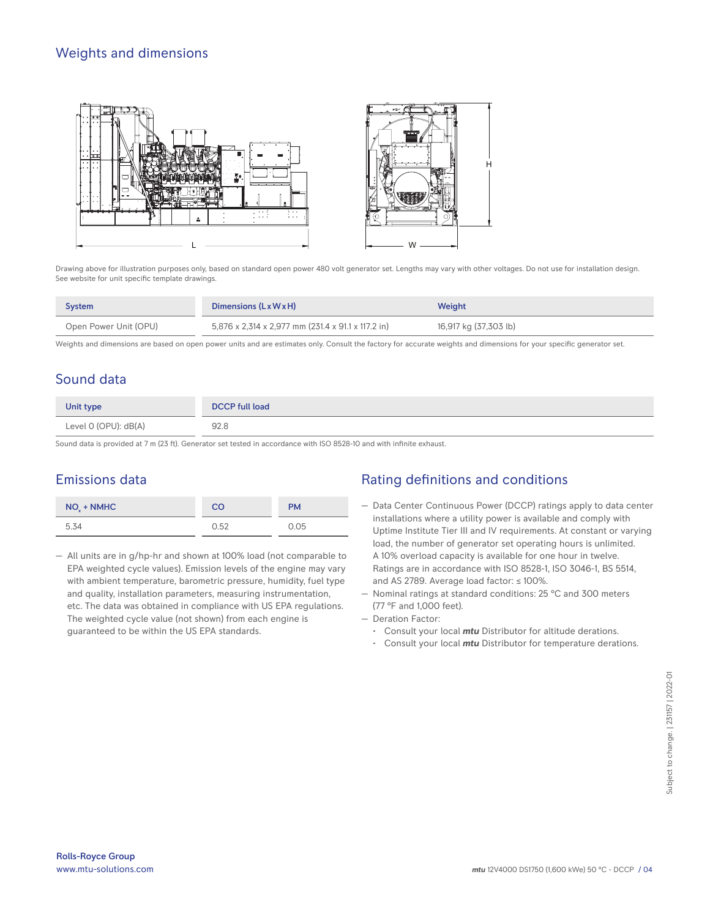## Weights and dimensions

L

W

H

Drawing above for illustration purposes only, based on standard open power 480 volt generator set. Lengths may vary with other voltages. Do not use for installation design. See website for unit specific template drawings.

| System | Dimensions (L x W x H) | Weight |
| --- | --- | --- |
| Open Power Unit (OPU) | 5,876 x 2,314 x 2,977 mm (231.4 x 91.1 x 117.2 in) | 16,917 kg (37,303 lb) |

Weights and dimensions are based on open power units and are estimates only. Consult the factory for accurate weights and dimensions for your specific generator set.

## Sound data

| Unit type | DCCP full load |
| --- | --- |
| Level 0 (OPU): dB(A) | 92.8 |

Sound data is provided at 7 m (23 ft). Generator set tested in accordance with ISO 8528-10 and with infinite exhaust.

## Emissions data

| $NO_x$ + NMHC | CO | PM |
| --- | --- | --- |
| 5.34 | 0.52 | 0.05 |

- All units are in g/hp-hr and shown at 100% load (not comparable to EPA weighted cycle values). Emission levels of the engine may vary with ambient temperature, barometric pressure, humidity, fuel type and quality, installation parameters, measuring instrumentation, etc. The data was obtained in compliance with US EPA regulations. The weighted cycle value (not shown) from each engine is guaranteed to be within the US EPA standards.

## Rating definitions and conditions

- Data Center Continuous Power (DCCP) ratings apply to data center installations where a utility power is available and comply with Uptime Institute Tier III and IV requirements. At constant or varying load, the number of generator set operating hours is unlimited. A 10% overload capacity is available for one hour in twelve. Ratings are in accordance with ISO 8528-1, ISO 3046-1, BS 5514, and AS 2789. Average load factor: ≤ 100%.
- Nominal ratings at standard conditions: 25 °C and 300 meters (77 °F and 1,000 feet).
- Deration Factor:
  - Consult your local ***mtu*** Distributor for altitude derations.
  - Consult your local ***mtu*** Distributor for temperature derations.

Subject to change. | 231157 | 2022-01

Rolls-Royce Group
www.mtu-solutions.com